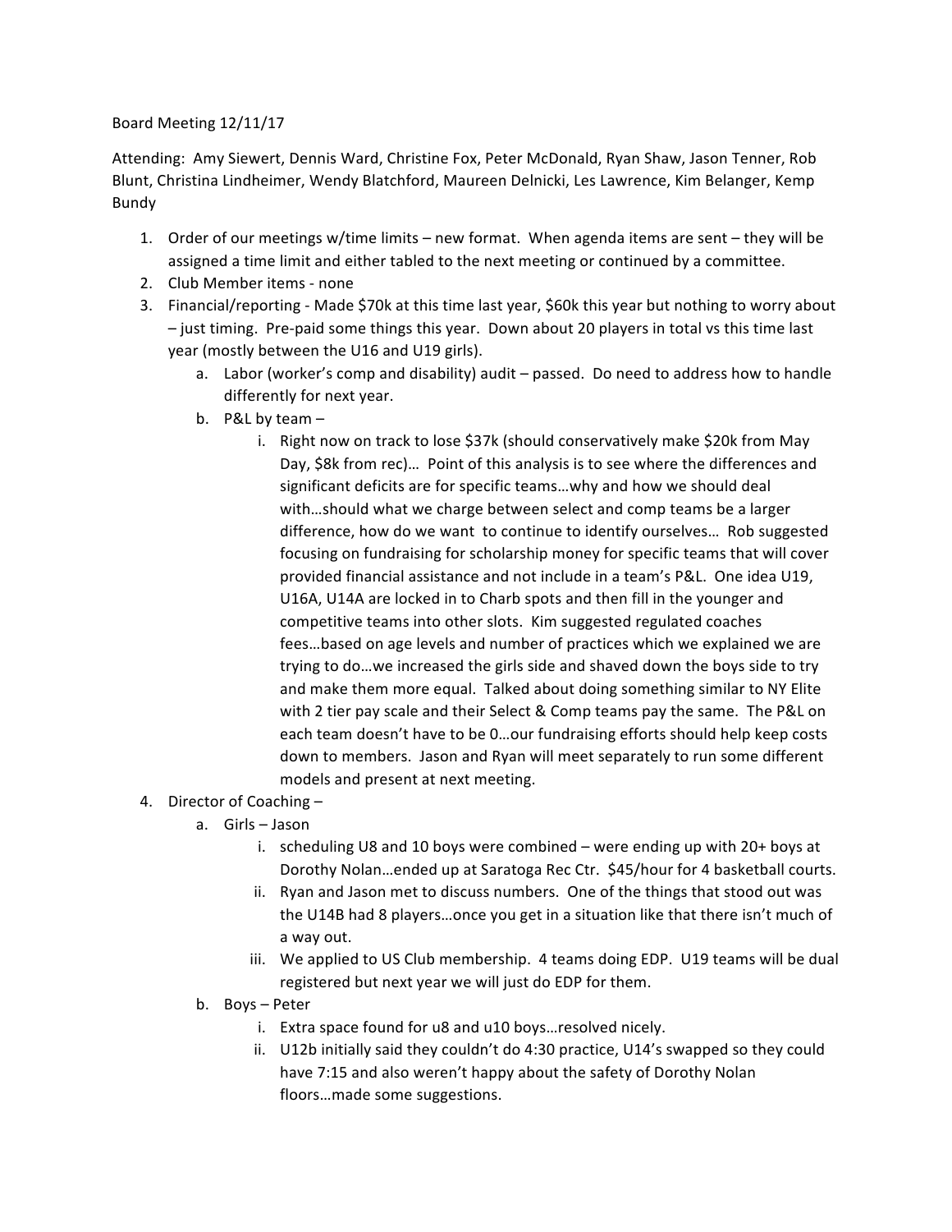Board Meeting 12/11/17

Attending: Amy Siewert, Dennis Ward, Christine Fox, Peter McDonald, Ryan Shaw, Jason Tenner, Rob Blunt, Christina Lindheimer, Wendy Blatchford, Maureen Delnicki, Les Lawrence, Kim Belanger, Kemp Bundy

1. Order of our meetings w/time limits – new format. When agenda items are sent – they will be assigned a time limit and either tabled to the next meeting or continued by a committee.
2. Club Member items - none
3. Financial/reporting - Made $70k at this time last year, $60k this year but nothing to worry about – just timing. Pre-paid some things this year. Down about 20 players in total vs this time last year (mostly between the U16 and U19 girls).
   a. Labor (worker's comp and disability) audit – passed. Do need to address how to handle differently for next year.
   b. P&L by team –
      i. Right now on track to lose $37k (should conservatively make $20k from May Day, $8k from rec)… Point of this analysis is to see where the differences and significant deficits are for specific teams…why and how we should deal with…should what we charge between select and comp teams be a larger difference, how do we want to continue to identify ourselves… Rob suggested focusing on fundraising for scholarship money for specific teams that will cover provided financial assistance and not include in a team's P&L. One idea U19, U16A, U14A are locked in to Charb spots and then fill in the younger and competitive teams into other slots. Kim suggested regulated coaches fees…based on age levels and number of practices which we explained we are trying to do…we increased the girls side and shaved down the boys side to try and make them more equal. Talked about doing something similar to NY Elite with 2 tier pay scale and their Select & Comp teams pay the same. The P&L on each team doesn't have to be 0…our fundraising efforts should help keep costs down to members. Jason and Ryan will meet separately to run some different models and present at next meeting.
4. Director of Coaching –
   a. Girls – Jason
      i. scheduling U8 and 10 boys were combined – were ending up with 20+ boys at Dorothy Nolan…ended up at Saratoga Rec Ctr. $45/hour for 4 basketball courts.
      ii. Ryan and Jason met to discuss numbers. One of the things that stood out was the U14B had 8 players…once you get in a situation like that there isn't much of a way out.
      iii. We applied to US Club membership. 4 teams doing EDP. U19 teams will be dual registered but next year we will just do EDP for them.
   b. Boys – Peter
      i. Extra space found for u8 and u10 boys…resolved nicely.
      ii. U12b initially said they couldn't do 4:30 practice, U14's swapped so they could have 7:15 and also weren't happy about the safety of Dorothy Nolan floors…made some suggestions.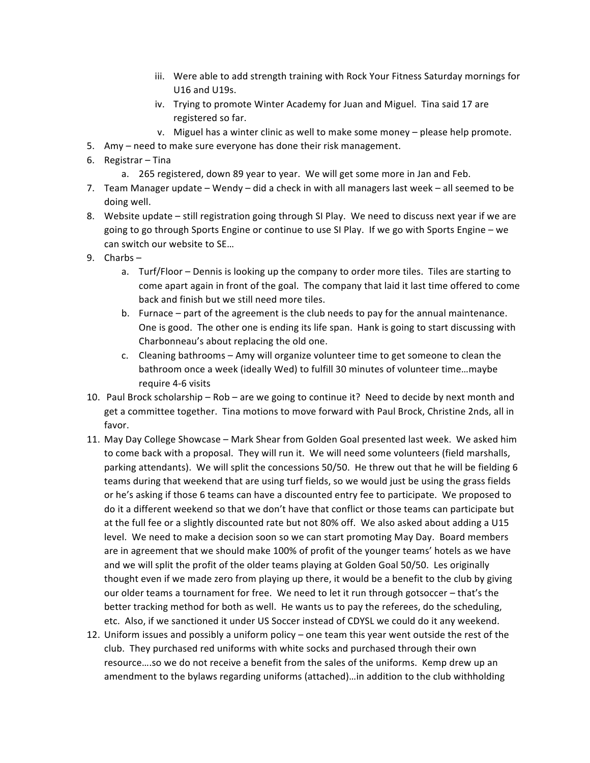iii. Were able to add strength training with Rock Your Fitness Saturday mornings for U16 and U19s.
      iv. Trying to promote Winter Academy for Juan and Miguel. Tina said 17 are registered so far.
      v. Miguel has a winter clinic as well to make some money – please help promote.

5. Amy – need to make sure everyone has done their risk management.
6. Registrar – Tina
    a. 265 registered, down 89 year to year. We will get some more in Jan and Feb.
7. Team Manager update – Wendy – did a check in with all managers last week – all seemed to be doing well.
8. Website update – still registration going through SI Play. We need to discuss next year if we are going to go through Sports Engine or continue to use SI Play. If we go with Sports Engine – we can switch our website to SE…
9. Charbs –
    a. Turf/Floor – Dennis is looking up the company to order more tiles. Tiles are starting to come apart again in front of the goal. The company that laid it last time offered to come back and finish but we still need more tiles.
    b. Furnace – part of the agreement is the club needs to pay for the annual maintenance. One is good. The other one is ending its life span. Hank is going to start discussing with Charbonneau's about replacing the old one.
    c. Cleaning bathrooms – Amy will organize volunteer time to get someone to clean the bathroom once a week (ideally Wed) to fulfill 30 minutes of volunteer time…maybe require 4-6 visits
10. Paul Brock scholarship – Rob – are we going to continue it? Need to decide by next month and get a committee together. Tina motions to move forward with Paul Brock, Christine 2nds, all in favor.
11. May Day College Showcase – Mark Shear from Golden Goal presented last week. We asked him to come back with a proposal. They will run it. We will need some volunteers (field marshalls, parking attendants). We will split the concessions 50/50. He threw out that he will be fielding 6 teams during that weekend that are using turf fields, so we would just be using the grass fields or he's asking if those 6 teams can have a discounted entry fee to participate. We proposed to do it a different weekend so that we don't have that conflict or those teams can participate but at the full fee or a slightly discounted rate but not 80% off. We also asked about adding a U15 level. We need to make a decision soon so we can start promoting May Day. Board members are in agreement that we should make 100% of profit of the younger teams' hotels as we have and we will split the profit of the older teams playing at Golden Goal 50/50. Les originally thought even if we made zero from playing up there, it would be a benefit to the club by giving our older teams a tournament for free. We need to let it run through gotsoccer – that's the better tracking method for both as well. He wants us to pay the referees, do the scheduling, etc. Also, if we sanctioned it under US Soccer instead of CDYSL we could do it any weekend.
12. Uniform issues and possibly a uniform policy – one team this year went outside the rest of the club. They purchased red uniforms with white socks and purchased through their own resource….so we do not receive a benefit from the sales of the uniforms. Kemp drew up an amendment to the bylaws regarding uniforms (attached)…in addition to the club withholding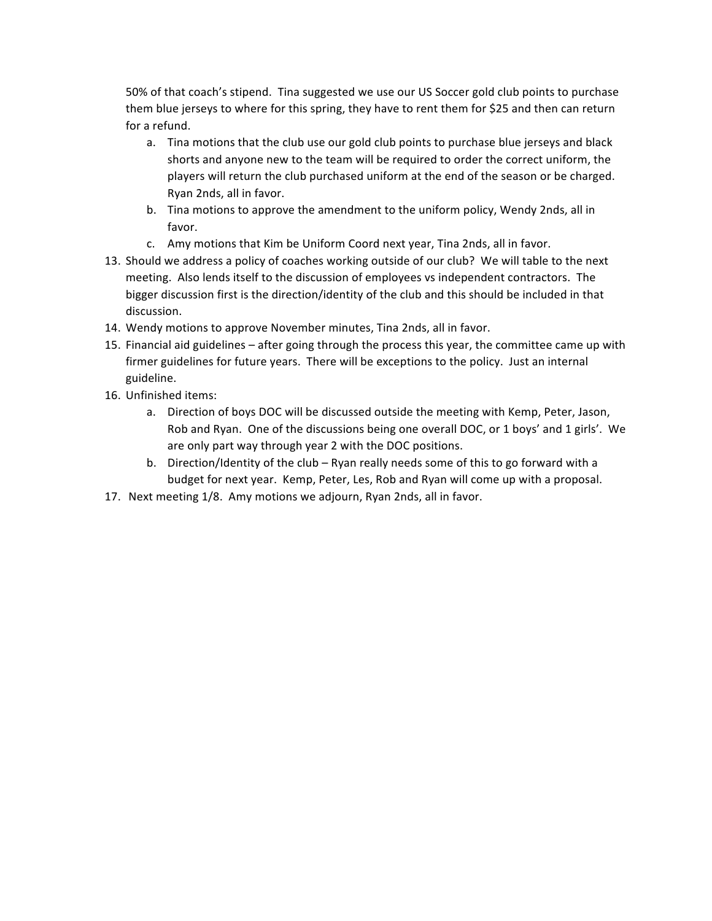50% of that coach's stipend. Tina suggested we use our US Soccer gold club points to purchase them blue jerseys to where for this spring, they have to rent them for $25 and then can return for a refund.

   a. Tina motions that the club use our gold club points to purchase blue jerseys and black shorts and anyone new to the team will be required to order the correct uniform, the players will return the club purchased uniform at the end of the season or be charged. Ryan 2nds, all in favor.
   b. Tina motions to approve the amendment to the uniform policy, Wendy 2nds, all in favor.
   c. Amy motions that Kim be Uniform Coord next year, Tina 2nds, all in favor.

13. Should we address a policy of coaches working outside of our club? We will table to the next meeting. Also lends itself to the discussion of employees vs independent contractors. The bigger discussion first is the direction/identity of the club and this should be included in that discussion.
14. Wendy motions to approve November minutes, Tina 2nds, all in favor.
15. Financial aid guidelines – after going through the process this year, the committee came up with firmer guidelines for future years. There will be exceptions to the policy. Just an internal guideline.
16. Unfinished items:
    a. Direction of boys DOC will be discussed outside the meeting with Kemp, Peter, Jason, Rob and Ryan. One of the discussions being one overall DOC, or 1 boys' and 1 girls'. We are only part way through year 2 with the DOC positions.
    b. Direction/Identity of the club – Ryan really needs some of this to go forward with a budget for next year. Kemp, Peter, Les, Rob and Ryan will come up with a proposal.
17. Next meeting 1/8. Amy motions we adjourn, Ryan 2nds, all in favor.